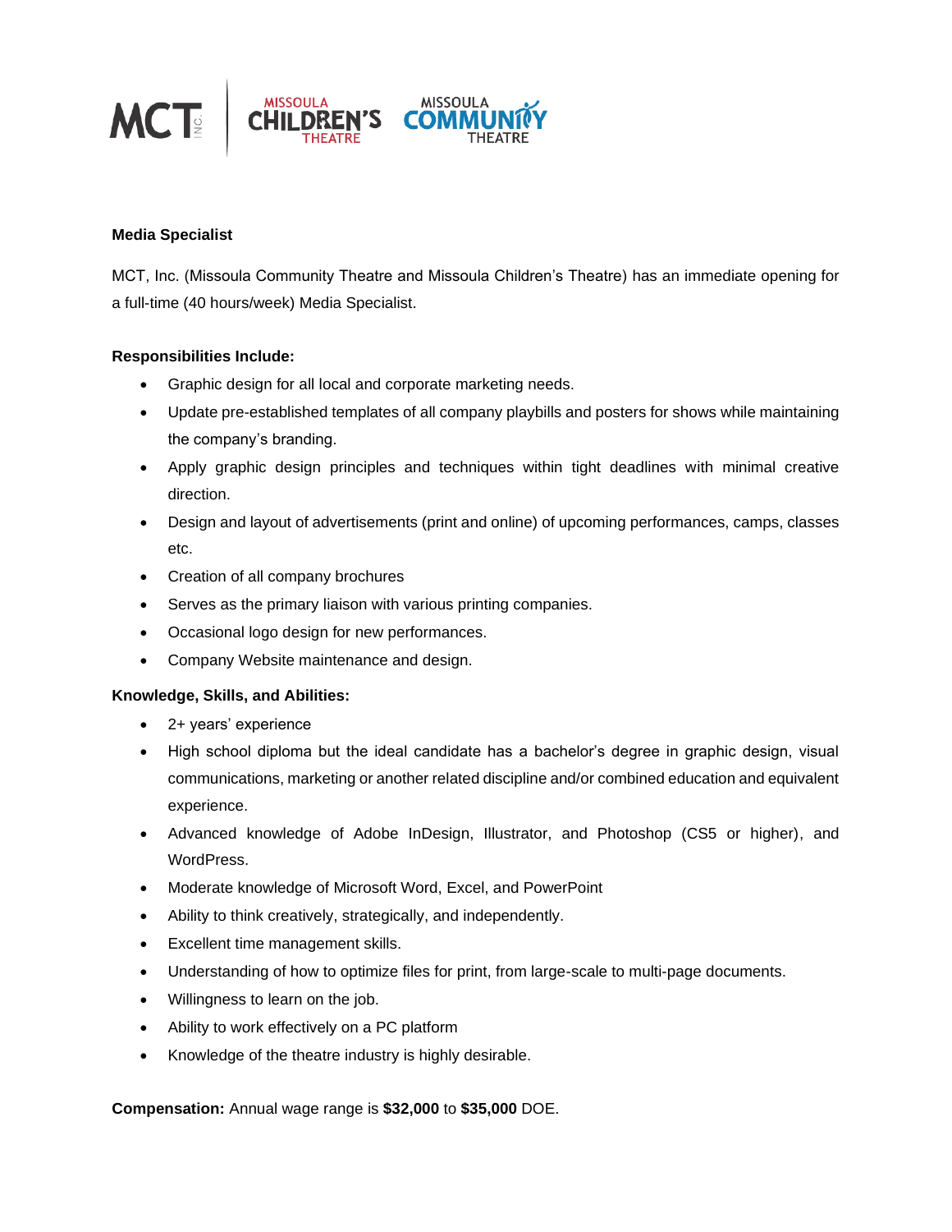MCT INC. | MISSOULA CHILDREN'S THEATRE | MISSOULA COMMUNITY THEATRE

**Media Specialist**

MCT, Inc. (Missoula Community Theatre and Missoula Children's Theatre) has an immediate opening for a full-time (40 hours/week) Media Specialist.

**Responsibilities Include:**

- Graphic design for all local and corporate marketing needs.
- Update pre-established templates of all company playbills and posters for shows while maintaining the company's branding.
- Apply graphic design principles and techniques within tight deadlines with minimal creative direction.
- Design and layout of advertisements (print and online) of upcoming performances, camps, classes etc.
- Creation of all company brochures
- Serves as the primary liaison with various printing companies.
- Occasional logo design for new performances.
- Company Website maintenance and design.

**Knowledge, Skills, and Abilities:**

- 2+ years' experience
- High school diploma but the ideal candidate has a bachelor's degree in graphic design, visual communications, marketing or another related discipline and/or combined education and equivalent experience.
- Advanced knowledge of Adobe InDesign, Illustrator, and Photoshop (CS5 or higher), and WordPress.
- Moderate knowledge of Microsoft Word, Excel, and PowerPoint
- Ability to think creatively, strategically, and independently.
- Excellent time management skills.
- Understanding of how to optimize files for print, from large-scale to multi-page documents.
- Willingness to learn on the job.
- Ability to work effectively on a PC platform
- Knowledge of the theatre industry is highly desirable.

**Compensation:** Annual wage range is **$32,000** to **$35,000** DOE.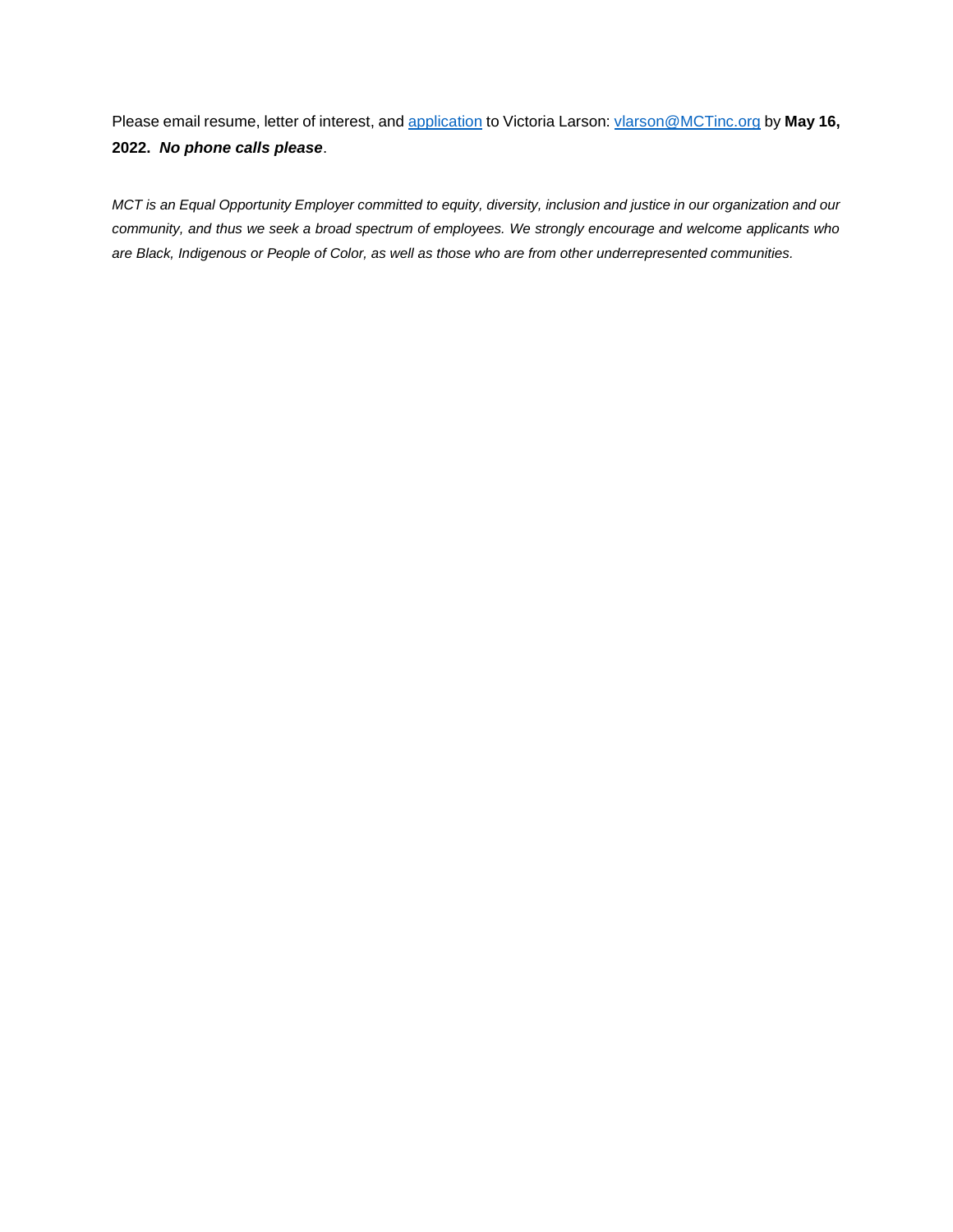Please email resume, letter of interest, and application to Victoria Larson: vlarson@MCTinc.org by **May 16, 2022.** ***No phone calls please***.

*MCT is an Equal Opportunity Employer committed to equity, diversity, inclusion and justice in our organization and our community, and thus we seek a broad spectrum of employees. We strongly encourage and welcome applicants who are Black, Indigenous or People of Color, as well as those who are from other underrepresented communities.*